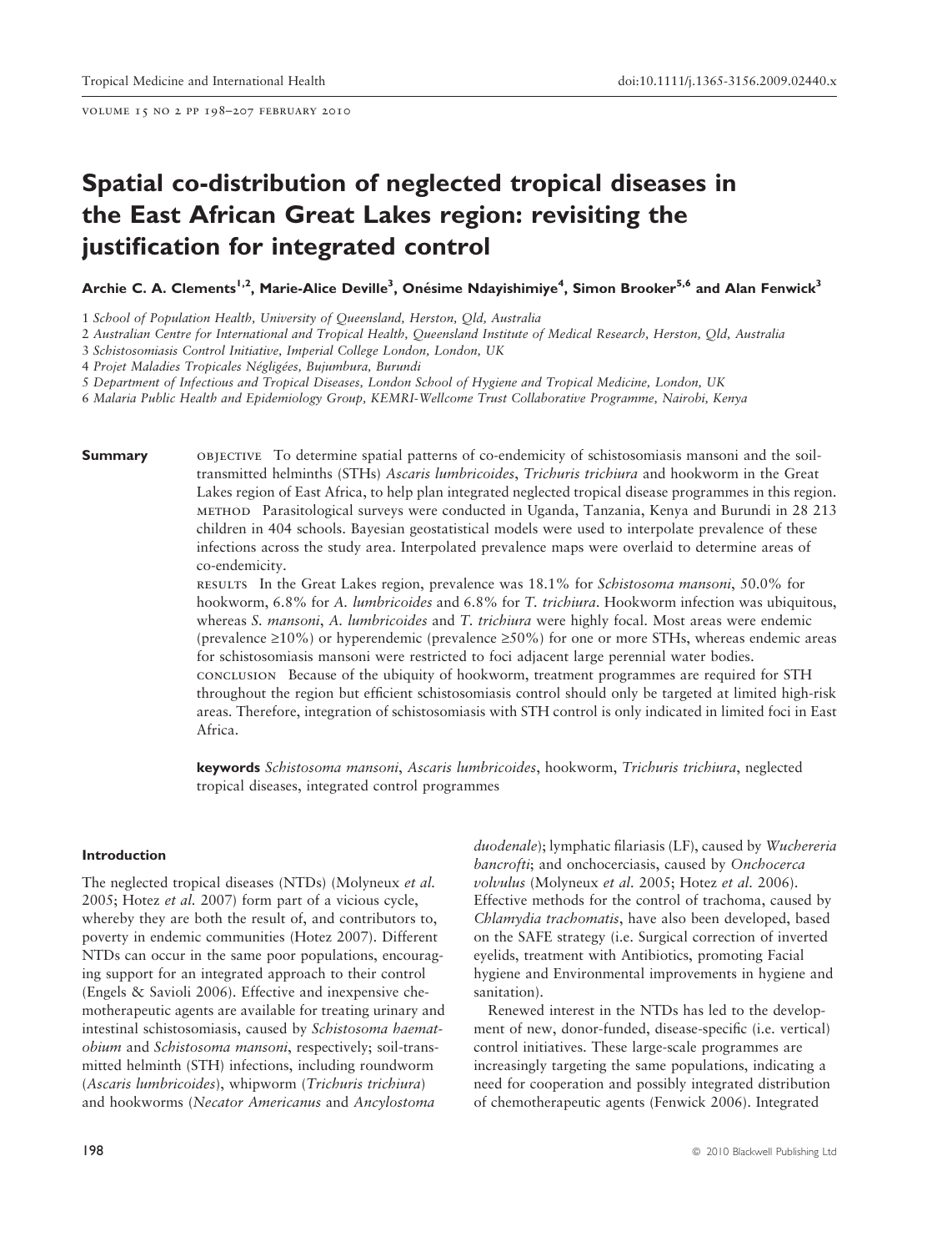# Spatial co-distribution of neglected tropical diseases in the East African Great Lakes region: revisiting the justification for integrated control

**Archie C. A. Clements[1,2], Marie-Alice Deville[3], Onésime Ndayishimiye[4], Simon Brooker[5,6] and Alan Fenwick[3]**

1 *School of Population Health, University of Queensland, Herston, Qld, Australia*
2 *Australian Centre for International and Tropical Health, Queensland Institute of Medical Research, Herston, Qld, Australia*
3 *Schistosomiasis Control Initiative, Imperial College London, London, UK*
4 *Projet Maladies Tropicales Négligées, Bujumbura, Burundi*
5 *Department of Infectious and Tropical Diseases, London School of Hygiene and Tropical Medicine, London, UK*
6 *Malaria Public Health and Epidemiology Group, KEMRI-Wellcome Trust Collaborative Programme, Nairobi, Kenya*

**Summary**

OBJECTIVE To determine spatial patterns of co-endemicity of schistosomiasis mansoni and the soil-transmitted helminths (STHs) *Ascaris lumbricoides*, *Trichuris trichiura* and hookworm in the Great Lakes region of East Africa, to help plan integrated neglected tropical disease programmes in this region.

METHOD Parasitological surveys were conducted in Uganda, Tanzania, Kenya and Burundi in 28 213 children in 404 schools. Bayesian geostatistical models were used to interpolate prevalence of these infections across the study area. Interpolated prevalence maps were overlaid to determine areas of co-endemicity.

RESULTS In the Great Lakes region, prevalence was 18.1% for *Schistosoma mansoni*, 50.0% for hookworm, 6.8% for *A. lumbricoides* and 6.8% for *T. trichiura*. Hookworm infection was ubiquitous, whereas *S. mansoni*, *A. lumbricoides* and *T. trichiura* were highly focal. Most areas were endemic (prevalence ≥10%) or hyperendemic (prevalence ≥50%) for one or more STHs, whereas endemic areas for schistosomiasis mansoni were restricted to foci adjacent large perennial water bodies.

CONCLUSION Because of the ubiquity of hookworm, treatment programmes are required for STH throughout the region but efficient schistosomiasis control should only be targeted at limited high-risk areas. Therefore, integration of schistosomiasis with STH control is only indicated in limited foci in East Africa.

**keywords** *Schistosoma mansoni*, *Ascaris lumbricoides*, hookworm, *Trichuris trichiura*, neglected tropical diseases, integrated control programmes

## Introduction

The neglected tropical diseases (NTDs) (Molyneux *et al.* 2005; Hotez *et al.* 2007) form part of a vicious cycle, whereby they are both the result of, and contributors to, poverty in endemic communities (Hotez 2007). Different NTDs can occur in the same poor populations, encouraging support for an integrated approach to their control (Engels & Savioli 2006). Effective and inexpensive chemotherapeutic agents are available for treating urinary and intestinal schistosomiasis, caused by *Schistosoma haematobium* and *Schistosoma mansoni*, respectively; soil-transmitted helminth (STH) infections, including roundworm (*Ascaris lumbricoides*), whipworm (*Trichuris trichiura*) and hookworms (*Necator Americanus* and *Ancylostoma duodenale*); lymphatic filariasis (LF), caused by *Wuchereria bancrofti*; and onchocerciasis, caused by *Onchocerca volvulus* (Molyneux *et al.* 2005; Hotez *et al.* 2006). Effective methods for the control of trachoma, caused by *Chlamydia trachomatis*, have also been developed, based on the SAFE strategy (i.e. Surgical correction of inverted eyelids, treatment with Antibiotics, promoting Facial hygiene and Environmental improvements in hygiene and sanitation).

Renewed interest in the NTDs has led to the development of new, donor-funded, disease-specific (i.e. vertical) control initiatives. These large-scale programmes are increasingly targeting the same populations, indicating a need for cooperation and possibly integrated distribution of chemotherapeutic agents (Fenwick 2006). Integrated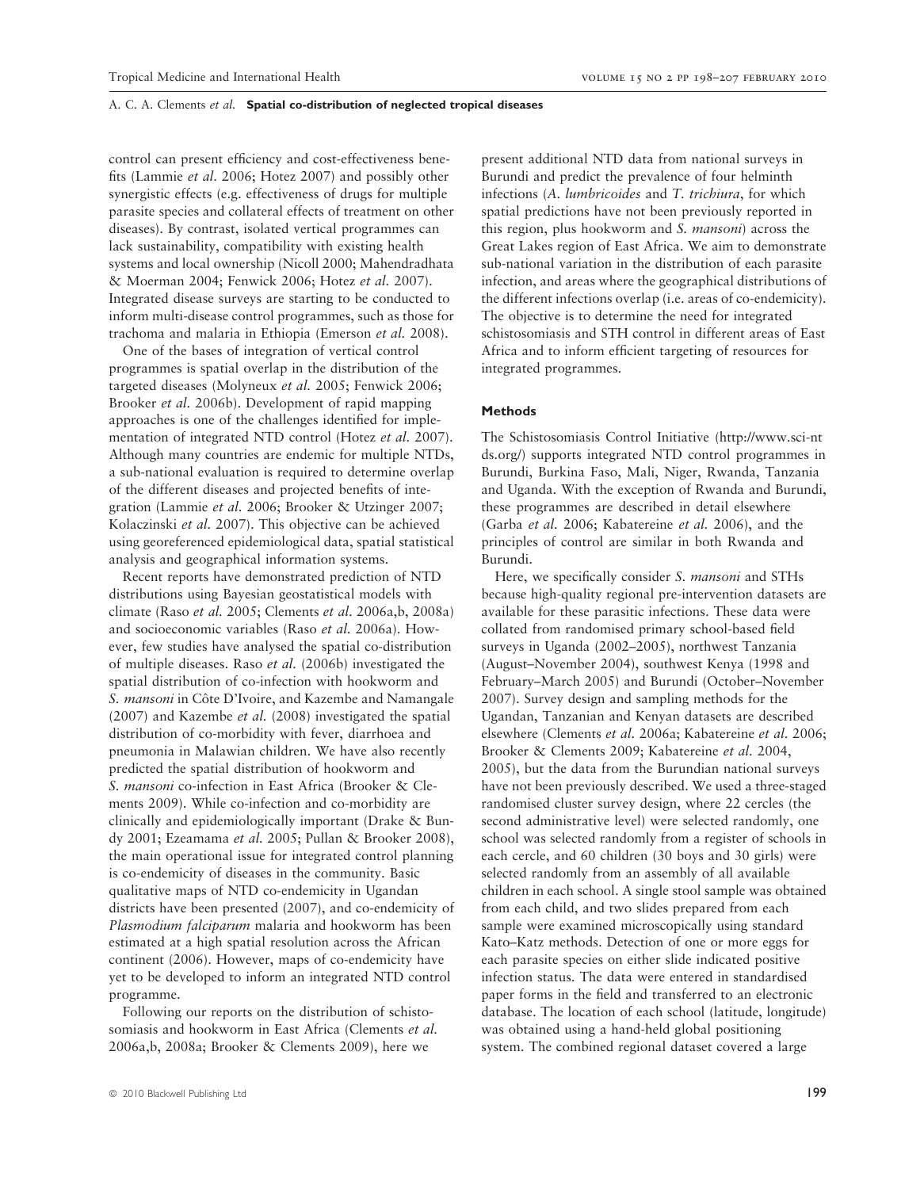control can present efficiency and cost-effectiveness benefits (Lammie *et al.* 2006; Hotez 2007) and possibly other synergistic effects (e.g. effectiveness of drugs for multiple parasite species and collateral effects of treatment on other diseases). By contrast, isolated vertical programmes can lack sustainability, compatibility with existing health systems and local ownership (Nicoll 2000; Mahendradhata & Moerman 2004; Fenwick 2006; Hotez *et al.* 2007). Integrated disease surveys are starting to be conducted to inform multi-disease control programmes, such as those for trachoma and malaria in Ethiopia (Emerson *et al.* 2008).

One of the bases of integration of vertical control programmes is spatial overlap in the distribution of the targeted diseases (Molyneux *et al.* 2005; Fenwick 2006; Brooker *et al.* 2006b). Development of rapid mapping approaches is one of the challenges identified for implementation of integrated NTD control (Hotez *et al.* 2007). Although many countries are endemic for multiple NTDs, a sub-national evaluation is required to determine overlap of the different diseases and projected benefits of integration (Lammie *et al.* 2006; Brooker & Utzinger 2007; Kolaczinski *et al.* 2007). This objective can be achieved using georeferenced epidemiological data, spatial statistical analysis and geographical information systems.

Recent reports have demonstrated prediction of NTD distributions using Bayesian geostatistical models with climate (Raso *et al.* 2005; Clements *et al.* 2006a,b, 2008a) and socioeconomic variables (Raso *et al.* 2006a). However, few studies have analysed the spatial co-distribution of multiple diseases. Raso *et al.* (2006b) investigated the spatial distribution of co-infection with hookworm and *S. mansoni* in Côte D'Ivoire, and Kazembe and Namangale (2007) and Kazembe *et al.* (2008) investigated the spatial distribution of co-morbidity with fever, diarrhoea and pneumonia in Malawian children. We have also recently predicted the spatial distribution of hookworm and *S. mansoni* co-infection in East Africa (Brooker & Clements 2009). While co-infection and co-morbidity are clinically and epidemiologically important (Drake & Bundy 2001; Ezeamama *et al.* 2005; Pullan & Brooker 2008), the main operational issue for integrated control planning is co-endemicity of diseases in the community. Basic qualitative maps of NTD co-endemicity in Ugandan districts have been presented (2007), and co-endemicity of *Plasmodium falciparum* malaria and hookworm has been estimated at a high spatial resolution across the African continent (2006). However, maps of co-endemicity have yet to be developed to inform an integrated NTD control programme.

Following our reports on the distribution of schistosomiasis and hookworm in East Africa (Clements *et al.* 2006a,b, 2008a; Brooker & Clements 2009), here we present additional NTD data from national surveys in Burundi and predict the prevalence of four helminth infections (*A. lumbricoides* and *T. trichiura*, for which spatial predictions have not been previously reported in this region, plus hookworm and *S. mansoni*) across the Great Lakes region of East Africa. We aim to demonstrate sub-national variation in the distribution of each parasite infection, and areas where the geographical distributions of the different infections overlap (i.e. areas of co-endemicity). The objective is to determine the need for integrated schistosomiasis and STH control in different areas of East Africa and to inform efficient targeting of resources for integrated programmes.

## Methods

The Schistosomiasis Control Initiative (http://www.sci-ntds.org/) supports integrated NTD control programmes in Burundi, Burkina Faso, Mali, Niger, Rwanda, Tanzania and Uganda. With the exception of Rwanda and Burundi, these programmes are described in detail elsewhere (Garba *et al.* 2006; Kabatereine *et al.* 2006), and the principles of control are similar in both Rwanda and Burundi.

Here, we specifically consider *S. mansoni* and STHs because high-quality regional pre-intervention datasets are available for these parasitic infections. These data were collated from randomised primary school-based field surveys in Uganda (2002–2005), northwest Tanzania (August–November 2004), southwest Kenya (1998 and February–March 2005) and Burundi (October–November 2007). Survey design and sampling methods for the Ugandan, Tanzanian and Kenyan datasets are described elsewhere (Clements *et al.* 2006a; Kabatereine *et al.* 2006; Brooker & Clements 2009; Kabatereine *et al.* 2004, 2005), but the data from the Burundian national surveys have not been previously described. We used a three-staged randomised cluster survey design, where 22 cercles (the second administrative level) were selected randomly, one school was selected randomly from a register of schools in each cercle, and 60 children (30 boys and 30 girls) were selected randomly from an assembly of all available children in each school. A single stool sample was obtained from each child, and two slides prepared from each sample were examined microscopically using standard Kato–Katz methods. Detection of one or more eggs for each parasite species on either slide indicated positive infection status. The data were entered in standardised paper forms in the field and transferred to an electronic database. The location of each school (latitude, longitude) was obtained using a hand-held global positioning system. The combined regional dataset covered a large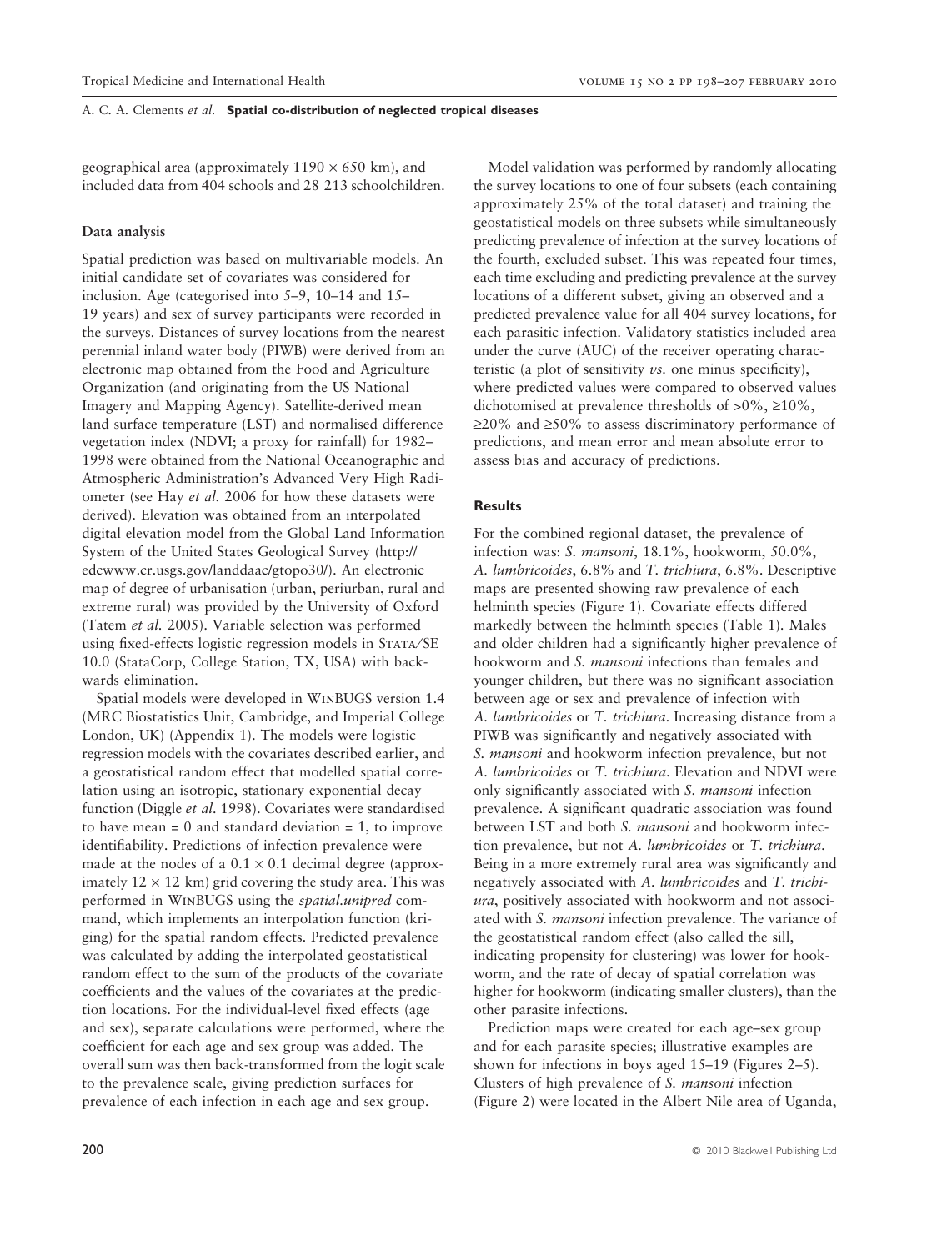geographical area (approximately 1190 × 650 km), and included data from 404 schools and 28 213 schoolchildren.

### Data analysis

Spatial prediction was based on multivariable models. An initial candidate set of covariates was considered for inclusion. Age (categorised into 5–9, 10–14 and 15–19 years) and sex of survey participants were recorded in the surveys. Distances of survey locations from the nearest perennial inland water body (PIWB) were derived from an electronic map obtained from the Food and Agriculture Organization (and originating from the US National Imagery and Mapping Agency). Satellite-derived mean land surface temperature (LST) and normalised difference vegetation index (NDVI; a proxy for rainfall) for 1982–1998 were obtained from the National Oceanographic and Atmospheric Administration's Advanced Very High Radiometer (see Hay *et al.* 2006 for how these datasets were derived). Elevation was obtained from an interpolated digital elevation model from the Global Land Information System of the United States Geological Survey (http://edcwww.cr.usgs.gov/landdaac/gtopo30/). An electronic map of degree of urbanisation (urban, periurban, rural and extreme rural) was provided by the University of Oxford (Tatem *et al.* 2005). Variable selection was performed using fixed-effects logistic regression models in STATA/SE 10.0 (StataCorp, College Station, TX, USA) with backwards elimination.

Spatial models were developed in WINBUGS version 1.4 (MRC Biostatistics Unit, Cambridge, and Imperial College London, UK) (Appendix 1). The models were logistic regression models with the covariates described earlier, and a geostatistical random effect that modelled spatial correlation using an isotropic, stationary exponential decay function (Diggle *et al.* 1998). Covariates were standardised to have mean = 0 and standard deviation = 1, to improve identifiability. Predictions of infection prevalence were made at the nodes of a 0.1 × 0.1 decimal degree (approximately 12 × 12 km) grid covering the study area. This was performed in WINBUGS using the *spatial.unipred* command, which implements an interpolation function (kriging) for the spatial random effects. Predicted prevalence was calculated by adding the interpolated geostatistical random effect to the sum of the products of the covariate coefficients and the values of the covariates at the prediction locations. For the individual-level fixed effects (age and sex), separate calculations were performed, where the coefficient for each age and sex group was added. The overall sum was then back-transformed from the logit scale to the prevalence scale, giving prediction surfaces for prevalence of each infection in each age and sex group.

Model validation was performed by randomly allocating the survey locations to one of four subsets (each containing approximately 25% of the total dataset) and training the geostatistical models on three subsets while simultaneously predicting prevalence of infection at the survey locations of the fourth, excluded subset. This was repeated four times, each time excluding and predicting prevalence at the survey locations of a different subset, giving an observed and a predicted prevalence value for all 404 survey locations, for each parasitic infection. Validatory statistics included area under the curve (AUC) of the receiver operating characteristic (a plot of sensitivity *vs.* one minus specificity), where predicted values were compared to observed values dichotomised at prevalence thresholds of >0%, ≥10%, ≥20% and ≥50% to assess discriminatory performance of predictions, and mean error and mean absolute error to assess bias and accuracy of predictions.

## Results

For the combined regional dataset, the prevalence of infection was: *S. mansoni*, 18.1%, hookworm, 50.0%, *A. lumbricoides*, 6.8% and *T. trichiura*, 6.8%. Descriptive maps are presented showing raw prevalence of each helminth species (Figure 1). Covariate effects differed markedly between the helminth species (Table 1). Males and older children had a significantly higher prevalence of hookworm and *S. mansoni* infections than females and younger children, but there was no significant association between age or sex and prevalence of infection with *A. lumbricoides* or *T. trichiura*. Increasing distance from a PIWB was significantly and negatively associated with *S. mansoni* and hookworm infection prevalence, but not *A. lumbricoides* or *T. trichiura*. Elevation and NDVI were only significantly associated with *S. mansoni* infection prevalence. A significant quadratic association was found between LST and both *S. mansoni* and hookworm infection prevalence, but not *A. lumbricoides* or *T. trichiura*. Being in a more extremely rural area was significantly and negatively associated with *A. lumbricoides* and *T. trichiura*, positively associated with hookworm and not associated with *S. mansoni* infection prevalence. The variance of the geostatistical random effect (also called the sill, indicating propensity for clustering) was lower for hookworm, and the rate of decay of spatial correlation was higher for hookworm (indicating smaller clusters), than the other parasite infections.

Prediction maps were created for each age–sex group and for each parasite species; illustrative examples are shown for infections in boys aged 15–19 (Figures 2–5). Clusters of high prevalence of *S. mansoni* infection (Figure 2) were located in the Albert Nile area of Uganda,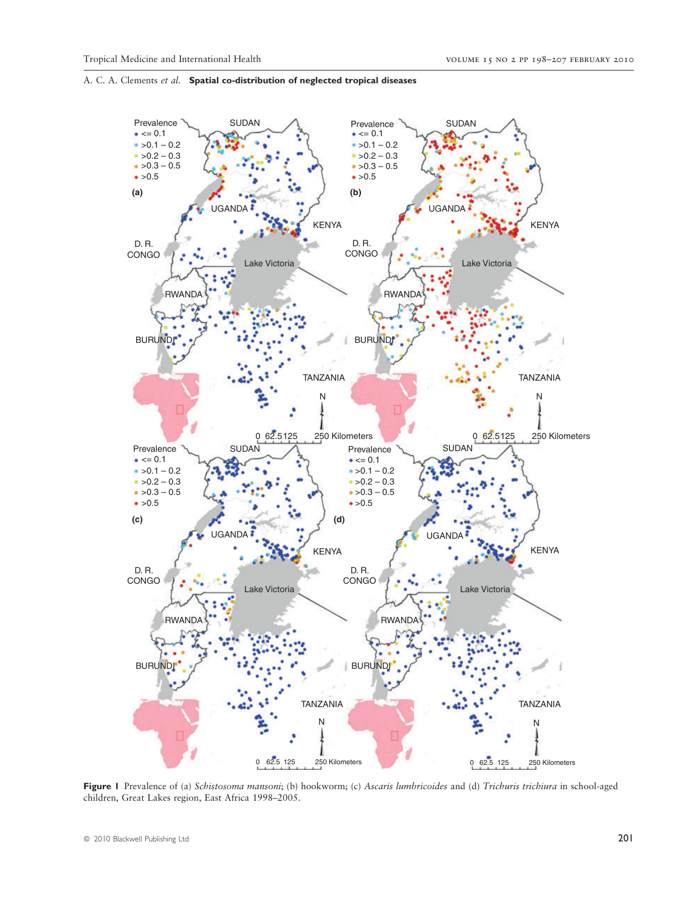**Figure 1** Prevalence of (a) *Schistosoma mansoni*; (b) hookworm; (c) *Ascaris lumbricoides* and (d) *Trichuris trichiura* in school-aged children, Great Lakes region, East Africa 1998–2005.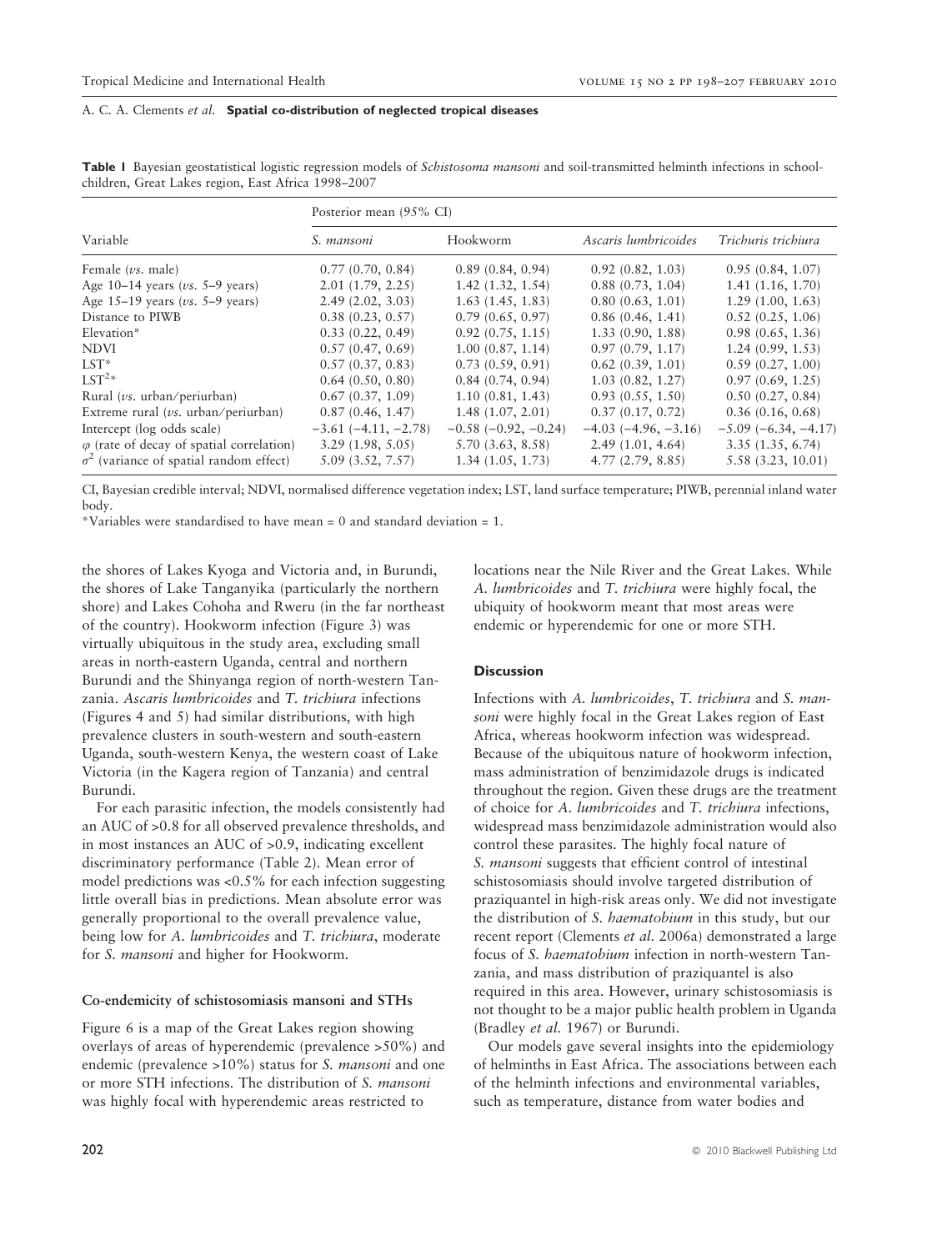**Table 1** Bayesian geostatistical logistic regression models of *Schistosoma mansoni* and soil-transmitted helminth infections in schoolchildren, Great Lakes region, East Africa 1998–2007

| Variable | Posterior mean (95% CI) | | | |
|---|---|---|---|---|
| | *S. mansoni* | Hookworm | *Ascaris lumbricoides* | *Trichuris trichiura* |
| Female (*vs.* male) | 0.77 (0.70, 0.84) | 0.89 (0.84, 0.94) | 0.92 (0.82, 1.03) | 0.95 (0.84, 1.07) |
| Age 10–14 years (*vs.* 5–9 years) | 2.01 (1.79, 2.25) | 1.42 (1.32, 1.54) | 0.88 (0.73, 1.04) | 1.41 (1.16, 1.70) |
| Age 15–19 years (*vs.* 5–9 years) | 2.49 (2.02, 3.03) | 1.63 (1.45, 1.83) | 0.80 (0.63, 1.01) | 1.29 (1.00, 1.63) |
| Distance to PIWB | 0.38 (0.23, 0.57) | 0.79 (0.65, 0.97) | 0.86 (0.46, 1.41) | 0.52 (0.25, 1.06) |
| Elevation* | 0.33 (0.22, 0.49) | 0.92 (0.75, 1.15) | 1.33 (0.90, 1.88) | 0.98 (0.65, 1.36) |
| NDVI | 0.57 (0.47, 0.69) | 1.00 (0.87, 1.14) | 0.97 (0.79, 1.17) | 1.24 (0.99, 1.53) |
| LST* | 0.57 (0.37, 0.83) | 0.73 (0.59, 0.91) | 0.62 (0.39, 1.01) | 0.59 (0.27, 1.00) |
| $LST^{2}$* | 0.64 (0.50, 0.80) | 0.84 (0.74, 0.94) | 1.03 (0.82, 1.27) | 0.97 (0.69, 1.25) |
| Rural (*vs.* urban/periurban) | 0.67 (0.37, 1.09) | 1.10 (0.81, 1.43) | 0.93 (0.55, 1.50) | 0.50 (0.27, 0.84) |
| Extreme rural (*vs.* urban/periurban) | 0.87 (0.46, 1.47) | 1.48 (1.07, 2.01) | 0.37 (0.17, 0.72) | 0.36 (0.16, 0.68) |
| Intercept (log odds scale) | −3.61 (−4.11, −2.78) | −0.58 (−0.92, −0.24) | −4.03 (−4.96, −3.16) | −5.09 (−6.34, −4.17) |
| $\varphi$ (rate of decay of spatial correlation) | 3.29 (1.98, 5.05) | 5.70 (3.63, 8.58) | 2.49 (1.01, 4.64) | 3.35 (1.35, 6.74) |
| $\sigma^2$ (variance of spatial random effect) | 5.09 (3.52, 7.57) | 1.34 (1.05, 1.73) | 4.77 (2.79, 8.85) | 5.58 (3.23, 10.01) |

CI, Bayesian credible interval; NDVI, normalised difference vegetation index; LST, land surface temperature; PIWB, perennial inland water body.

*Variables were standardised to have mean = 0 and standard deviation = 1.

the shores of Lakes Kyoga and Victoria and, in Burundi, the shores of Lake Tanganyika (particularly the northern shore) and Lakes Cohoha and Rweru (in the far northeast of the country). Hookworm infection (Figure 3) was virtually ubiquitous in the study area, excluding small areas in north-eastern Uganda, central and northern Burundi and the Shinyanga region of north-western Tanzania. *Ascaris lumbricoides* and *T. trichiura* infections (Figures 4 and 5) had similar distributions, with high prevalence clusters in south-western and south-eastern Uganda, south-western Kenya, the western coast of Lake Victoria (in the Kagera region of Tanzania) and central Burundi.

For each parasitic infection, the models consistently had an AUC of >0.8 for all observed prevalence thresholds, and in most instances an AUC of >0.9, indicating excellent discriminatory performance (Table 2). Mean error of model predictions was <0.5% for each infection suggesting little overall bias in predictions. Mean absolute error was generally proportional to the overall prevalence value, being low for *A. lumbricoides* and *T. trichiura*, moderate for *S. mansoni* and higher for Hookworm.

### Co-endemicity of schistosomiasis mansoni and STHs

Figure 6 is a map of the Great Lakes region showing overlays of areas of hyperendemic (prevalence >50%) and endemic (prevalence >10%) status for *S. mansoni* and one or more STH infections. The distribution of *S. mansoni* was highly focal with hyperendemic areas restricted to locations near the Nile River and the Great Lakes. While *A. lumbricoides* and *T. trichiura* were highly focal, the ubiquity of hookworm meant that most areas were endemic or hyperendemic for one or more STH.

## Discussion

Infections with *A. lumbricoides*, *T. trichiura* and *S. mansoni* were highly focal in the Great Lakes region of East Africa, whereas hookworm infection was widespread. Because of the ubiquitous nature of hookworm infection, mass administration of benzimidazole drugs is indicated throughout the region. Given these drugs are the treatment of choice for *A. lumbricoides* and *T. trichiura* infections, widespread mass benzimidazole administration would also control these parasites. The highly focal nature of *S. mansoni* suggests that efficient control of intestinal schistosomiasis should involve targeted distribution of praziquantel in high-risk areas only. We did not investigate the distribution of *S. haematobium* in this study, but our recent report (Clements *et al.* 2006a) demonstrated a large focus of *S. haematobium* infection in north-western Tanzania, and mass distribution of praziquantel is also required in this area. However, urinary schistosomiasis is not thought to be a major public health problem in Uganda (Bradley *et al.* 1967) or Burundi.

Our models gave several insights into the epidemiology of helminths in East Africa. The associations between each of the helminth infections and environmental variables, such as temperature, distance from water bodies and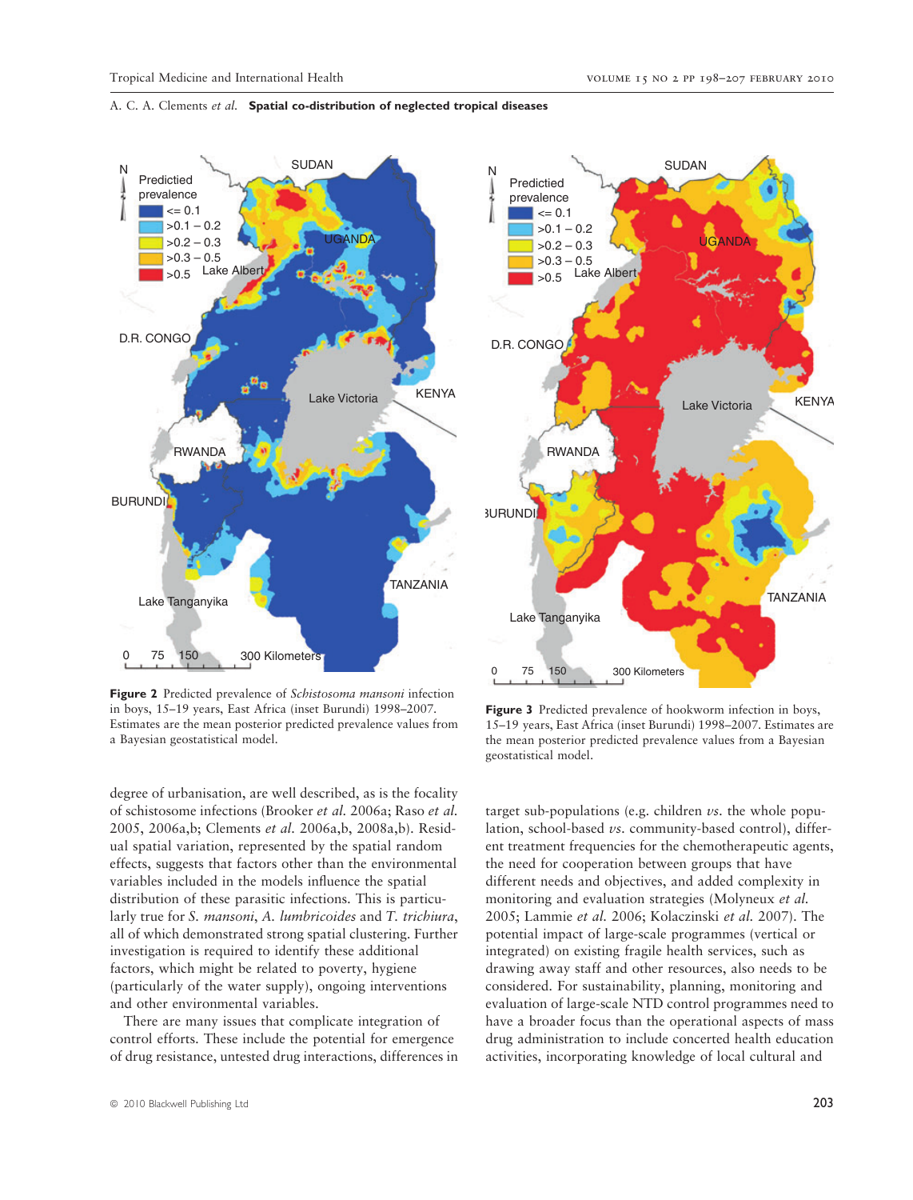Figure 2 Predicted prevalence of *Schistosoma mansoni* infection in boys, 15–19 years, East Africa (inset Burundi) 1998–2007. Estimates are the mean posterior predicted prevalence values from a Bayesian geostatistical model.

Figure 3 Predicted prevalence of hookworm infection in boys, 15–19 years, East Africa (inset Burundi) 1998–2007. Estimates are the mean posterior predicted prevalence values from a Bayesian geostatistical model.

degree of urbanisation, are well described, as is the focality of schistosome infections (Brooker *et al.* 2006a; Raso *et al.* 2005, 2006a,b; Clements *et al.* 2006a,b, 2008a,b). Residual spatial variation, represented by the spatial random effects, suggests that factors other than the environmental variables included in the models influence the spatial distribution of these parasitic infections. This is particularly true for *S. mansoni*, *A. lumbricoides* and *T. trichiura*, all of which demonstrated strong spatial clustering. Further investigation is required to identify these additional factors, which might be related to poverty, hygiene (particularly of the water supply), ongoing interventions and other environmental variables.

There are many issues that complicate integration of control efforts. These include the potential for emergence of drug resistance, untested drug interactions, differences in target sub-populations (e.g. children *vs.* the whole population, school-based *vs.* community-based control), different treatment frequencies for the chemotherapeutic agents, the need for cooperation between groups that have different needs and objectives, and added complexity in monitoring and evaluation strategies (Molyneux *et al.* 2005; Lammie *et al.* 2006; Kolaczinski *et al.* 2007). The potential impact of large-scale programmes (vertical or integrated) on existing fragile health services, such as drawing away staff and other resources, also needs to be considered. For sustainability, planning, monitoring and evaluation of large-scale NTD control programmes need to have a broader focus than the operational aspects of mass drug administration to include concerted health education activities, incorporating knowledge of local cultural and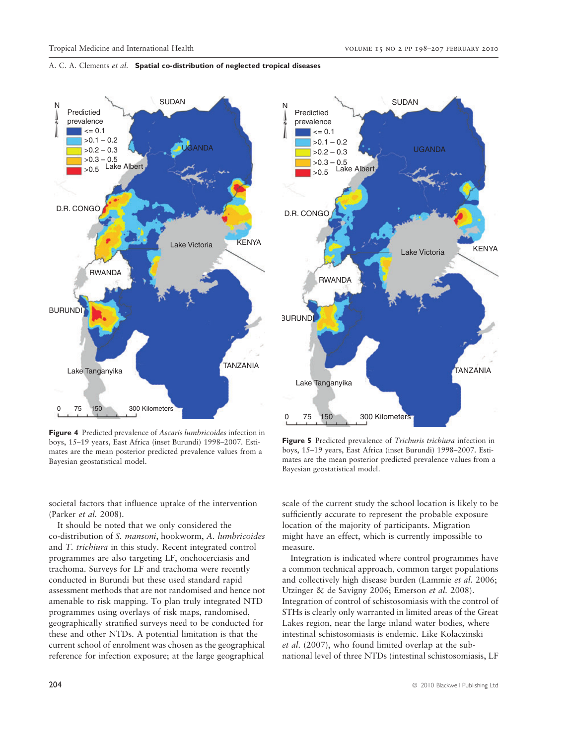Figure 4 Predicted prevalence of *Ascaris lumbricoides* infection in boys, 15–19 years, East Africa (inset Burundi) 1998–2007. Estimates are the mean posterior predicted prevalence values from a Bayesian geostatistical model.

Figure 5 Predicted prevalence of *Trichuris trichiura* infection in boys, 15–19 years, East Africa (inset Burundi) 1998–2007. Estimates are the mean posterior predicted prevalence values from a Bayesian geostatistical model.

societal factors that influence uptake of the intervention (Parker *et al.* 2008).

It should be noted that we only considered the co-distribution of *S. mansoni*, hookworm, *A. lumbricoides* and *T. trichiura* in this study. Recent integrated control programmes are also targeting LF, onchocerciasis and trachoma. Surveys for LF and trachoma were recently conducted in Burundi but these used standard rapid assessment methods that are not randomised and hence not amenable to risk mapping. To plan truly integrated NTD programmes using overlays of risk maps, randomised, geographically stratified surveys need to be conducted for these and other NTDs. A potential limitation is that the current school of enrolment was chosen as the geographical reference for infection exposure; at the large geographical scale of the current study the school location is likely to be sufficiently accurate to represent the probable exposure location of the majority of participants. Migration might have an effect, which is currently impossible to measure.

Integration is indicated where control programmes have a common technical approach, common target populations and collectively high disease burden (Lammie *et al.* 2006; Utzinger & de Savigny 2006; Emerson *et al.* 2008). Integration of control of schistosomiasis with the control of STHs is clearly only warranted in limited areas of the Great Lakes region, near the large inland water bodies, where intestinal schistosomiasis is endemic. Like Kolaczinski *et al.* (2007), who found limited overlap at the sub-national level of three NTDs (intestinal schistosomiasis, LF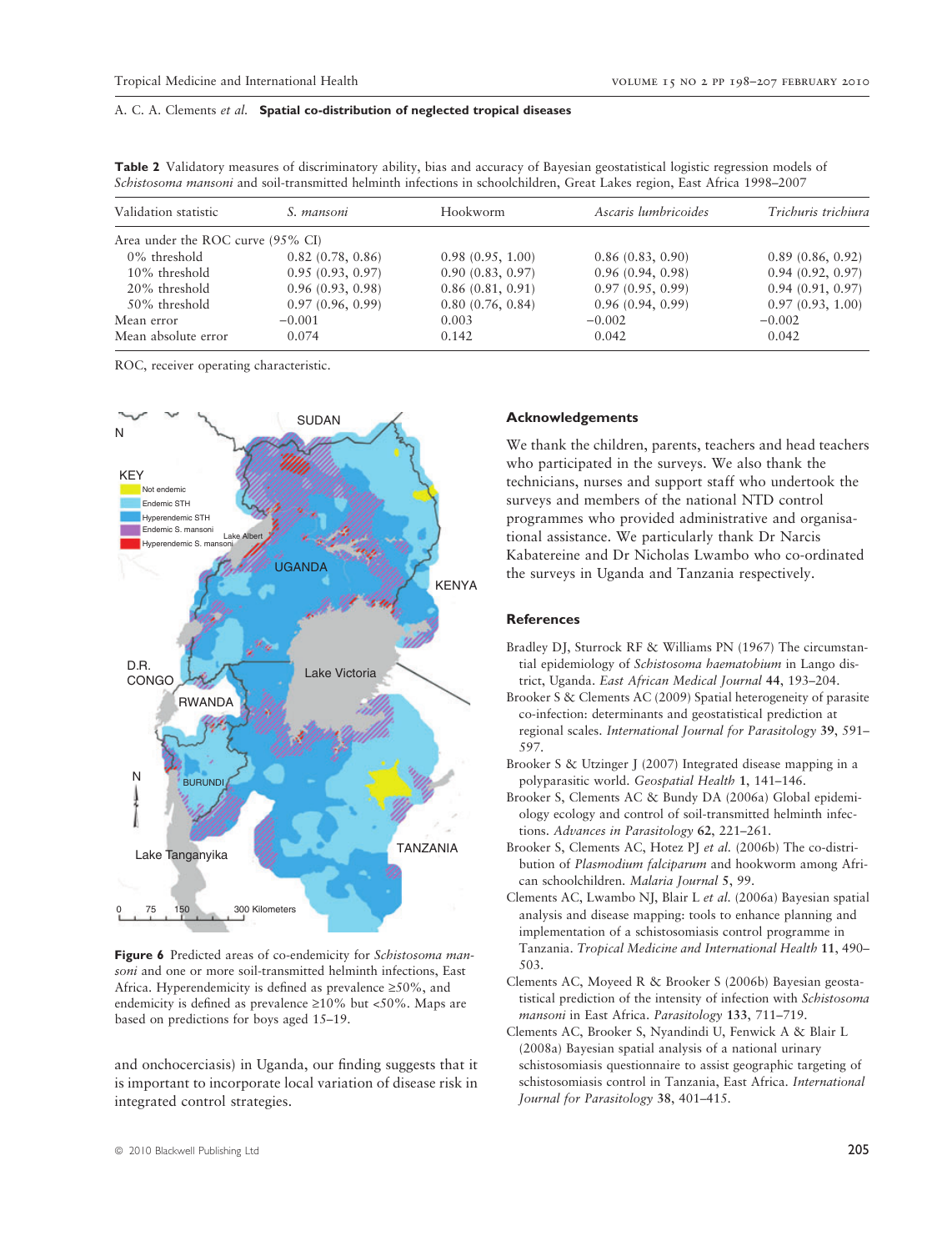**Table 2** Validatory measures of discriminatory ability, bias and accuracy of Bayesian geostatistical logistic regression models of *Schistosoma mansoni* and soil-transmitted helminth infections in schoolchildren, Great Lakes region, East Africa 1998–2007

| Validation statistic | *S. mansoni* | Hookworm | *Ascaris lumbricoides* | *Trichuris trichiura* |
|---|---|---|---|---|
| Area under the ROC curve (95% CI) | | | | |
| 0% threshold | 0.82 (0.78, 0.86) | 0.98 (0.95, 1.00) | 0.86 (0.83, 0.90) | 0.89 (0.86, 0.92) |
| 10% threshold | 0.95 (0.93, 0.97) | 0.90 (0.83, 0.97) | 0.96 (0.94, 0.98) | 0.94 (0.92, 0.97) |
| 20% threshold | 0.96 (0.93, 0.98) | 0.86 (0.81, 0.91) | 0.97 (0.95, 0.99) | 0.94 (0.91, 0.97) |
| 50% threshold | 0.97 (0.96, 0.99) | 0.80 (0.76, 0.84) | 0.96 (0.94, 0.99) | 0.97 (0.93, 1.00) |
| Mean error | −0.001 | 0.003 | −0.002 | −0.002 |
| Mean absolute error | 0.074 | 0.142 | 0.042 | 0.042 |

ROC, receiver operating characteristic.

**Figure 6** Predicted areas of co-endemicity for *Schistosoma mansoni* and one or more soil-transmitted helminth infections, East Africa. Hyperendemicity is defined as prevalence ≥50%, and endemicity is defined as prevalence ≥10% but <50%. Maps are based on predictions for boys aged 15–19.

and onchocerciasis) in Uganda, our finding suggests that it is important to incorporate local variation of disease risk in integrated control strategies.

## Acknowledgements

We thank the children, parents, teachers and head teachers who participated in the surveys. We also thank the technicians, nurses and support staff who undertook the surveys and members of the national NTD control programmes who provided administrative and organisational assistance. We particularly thank Dr Narcis Kabatereine and Dr Nicholas Lwambo who co-ordinated the surveys in Uganda and Tanzania respectively.

## References

Bradley DJ, Sturrock RF & Williams PN (1967) The circumstantial epidemiology of *Schistosoma haematobium* in Lango district, Uganda. *East African Medical Journal* **44**, 193–204.

Brooker S & Clements AC (2009) Spatial heterogeneity of parasite co-infection: determinants and geostatistical prediction at regional scales. *International Journal for Parasitology* **39**, 591–597.

Brooker S & Utzinger J (2007) Integrated disease mapping in a polyparasitic world. *Geospatial Health* **1**, 141–146.

Brooker S, Clements AC & Bundy DA (2006a) Global epidemiology ecology and control of soil-transmitted helminth infections. *Advances in Parasitology* **62**, 221–261.

Brooker S, Clements AC, Hotez PJ *et al.* (2006b) The co-distribution of *Plasmodium falciparum* and hookworm among African schoolchildren. *Malaria Journal* **5**, 99.

Clements AC, Lwambo NJ, Blair L *et al.* (2006a) Bayesian spatial analysis and disease mapping: tools to enhance planning and implementation of a schistosomiasis control programme in Tanzania. *Tropical Medicine and International Health* **11**, 490–503.

Clements AC, Moyeed R & Brooker S (2006b) Bayesian geostatistical prediction of the intensity of infection with *Schistosoma mansoni* in East Africa. *Parasitology* **133**, 711–719.

Clements AC, Brooker S, Nyandindi U, Fenwick A & Blair L (2008a) Bayesian spatial analysis of a national urinary schistosomiasis questionnaire to assist geographic targeting of schistosomiasis control in Tanzania, East Africa. *International Journal for Parasitology* **38**, 401–415.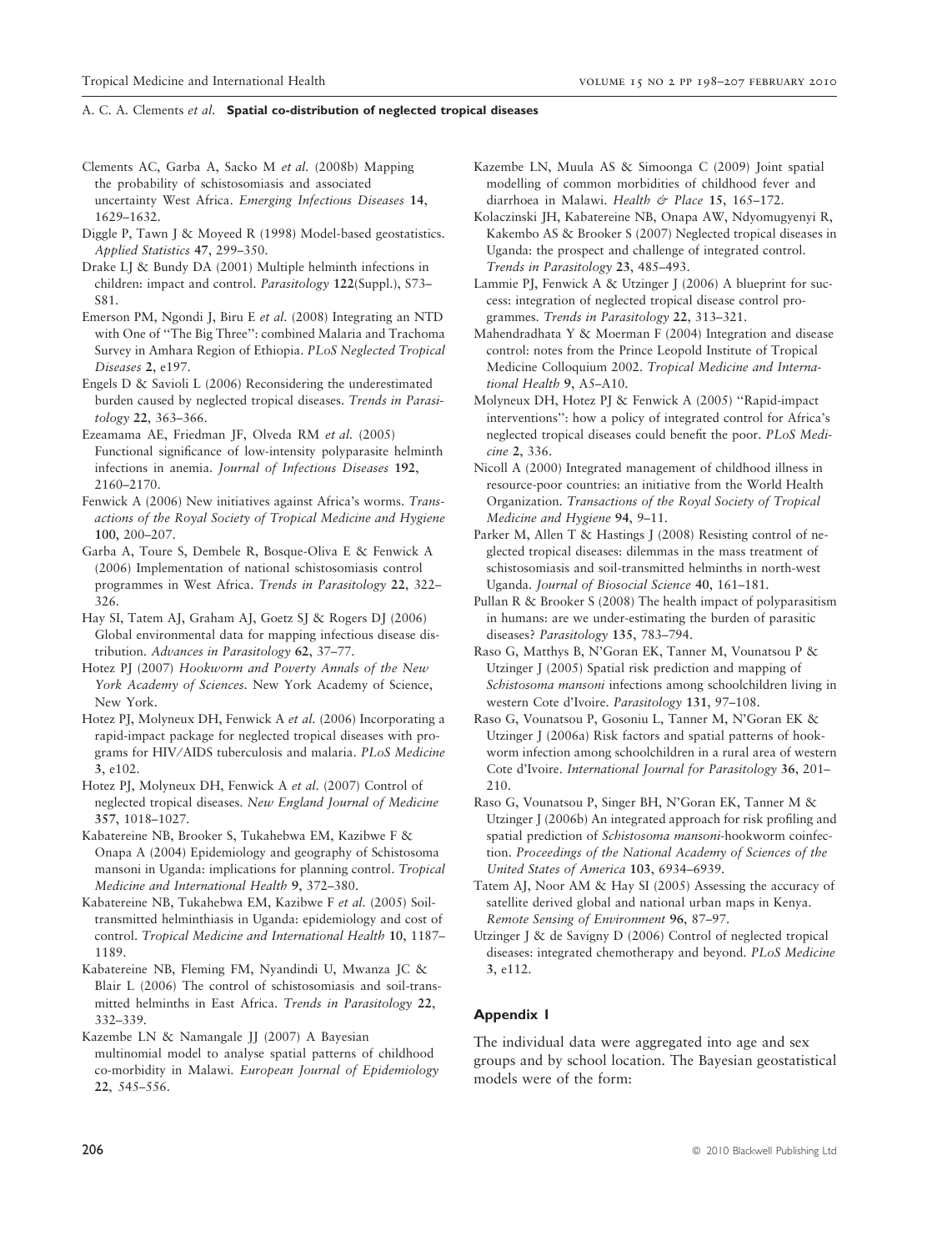Clements AC, Garba A, Sacko M *et al.* (2008b) Mapping the probability of schistosomiasis and associated uncertainty West Africa. *Emerging Infectious Diseases* **14**, 1629–1632.

Diggle P, Tawn J & Moyeed R (1998) Model-based geostatistics. *Applied Statistics* **47**, 299–350.

Drake LJ & Bundy DA (2001) Multiple helminth infections in children: impact and control. *Parasitology* **122**(Suppl.), S73–S81.

Emerson PM, Ngondi J, Biru E *et al.* (2008) Integrating an NTD with One of ''The Big Three'': combined Malaria and Trachoma Survey in Amhara Region of Ethiopia. *PLoS Neglected Tropical Diseases* **2**, e197.

Engels D & Savioli L (2006) Reconsidering the underestimated burden caused by neglected tropical diseases. *Trends in Parasitology* **22**, 363–366.

Ezeamama AE, Friedman JF, Olveda RM *et al.* (2005) Functional significance of low-intensity polyparasite helminth infections in anemia. *Journal of Infectious Diseases* **192**, 2160–2170.

Fenwick A (2006) New initiatives against Africa's worms. *Transactions of the Royal Society of Tropical Medicine and Hygiene* **100**, 200–207.

Garba A, Toure S, Dembele R, Bosque-Oliva E & Fenwick A (2006) Implementation of national schistosomiasis control programmes in West Africa. *Trends in Parasitology* **22**, 322–326.

Hay SI, Tatem AJ, Graham AJ, Goetz SJ & Rogers DJ (2006) Global environmental data for mapping infectious disease distribution. *Advances in Parasitology* **62**, 37–77.

Hotez PJ (2007) *Hookworm and Poverty Annals of the New York Academy of Sciences*. New York Academy of Science, New York.

Hotez PJ, Molyneux DH, Fenwick A *et al.* (2006) Incorporating a rapid-impact package for neglected tropical diseases with programs for HIV/AIDS tuberculosis and malaria. *PLoS Medicine* **3**, e102.

Hotez PJ, Molyneux DH, Fenwick A *et al.* (2007) Control of neglected tropical diseases. *New England Journal of Medicine* **357**, 1018–1027.

Kabatereine NB, Brooker S, Tukahebwa EM, Kazibwe F & Onapa A (2004) Epidemiology and geography of Schistosoma mansoni in Uganda: implications for planning control. *Tropical Medicine and International Health* **9**, 372–380.

Kabatereine NB, Tukahebwa EM, Kazibwe F *et al.* (2005) Soil-transmitted helminthiasis in Uganda: epidemiology and cost of control. *Tropical Medicine and International Health* **10**, 1187–1189.

Kabatereine NB, Fleming FM, Nyandindi U, Mwanza JC & Blair L (2006) The control of schistosomiasis and soil-transmitted helminths in East Africa. *Trends in Parasitology* **22**, 332–339.

Kazembe LN & Namangale JJ (2007) A Bayesian multinomial model to analyse spatial patterns of childhood co-morbidity in Malawi. *European Journal of Epidemiology* **22**, 545–556.

Kazembe LN, Muula AS & Simoonga C (2009) Joint spatial modelling of common morbidities of childhood fever and diarrhoea in Malawi. *Health & Place* **15**, 165–172.

Kolaczinski JH, Kabatereine NB, Onapa AW, Ndyomugyenyi R, Kakembo AS & Brooker S (2007) Neglected tropical diseases in Uganda: the prospect and challenge of integrated control. *Trends in Parasitology* **23**, 485–493.

Lammie PJ, Fenwick A & Utzinger J (2006) A blueprint for success: integration of neglected tropical disease control programmes. *Trends in Parasitology* **22**, 313–321.

Mahendradhata Y & Moerman F (2004) Integration and disease control: notes from the Prince Leopold Institute of Tropical Medicine Colloquium 2002. *Tropical Medicine and International Health* **9**, A5–A10.

Molyneux DH, Hotez PJ & Fenwick A (2005) ''Rapid-impact interventions'': how a policy of integrated control for Africa's neglected tropical diseases could benefit the poor. *PLoS Medicine* **2**, 336.

Nicoll A (2000) Integrated management of childhood illness in resource-poor countries: an initiative from the World Health Organization. *Transactions of the Royal Society of Tropical Medicine and Hygiene* **94**, 9–11.

Parker M, Allen T & Hastings J (2008) Resisting control of neglected tropical diseases: dilemmas in the mass treatment of schistosomiasis and soil-transmitted helminths in north-west Uganda. *Journal of Biosocial Science* **40**, 161–181.

Pullan R & Brooker S (2008) The health impact of polyparasitism in humans: are we under-estimating the burden of parasitic diseases? *Parasitology* **135**, 783–794.

Raso G, Matthys B, N'Goran EK, Tanner M, Vounatsou P & Utzinger J (2005) Spatial risk prediction and mapping of *Schistosoma mansoni* infections among schoolchildren living in western Cote d'Ivoire. *Parasitology* **131**, 97–108.

Raso G, Vounatsou P, Gosoniu L, Tanner M, N'Goran EK & Utzinger J (2006a) Risk factors and spatial patterns of hookworm infection among schoolchildren in a rural area of western Cote d'Ivoire. *International Journal for Parasitology* **36**, 201–210.

Raso G, Vounatsou P, Singer BH, N'Goran EK, Tanner M & Utzinger J (2006b) An integrated approach for risk profiling and spatial prediction of *Schistosoma mansoni*-hookworm coinfection. *Proceedings of the National Academy of Sciences of the United States of America* **103**, 6934–6939.

Tatem AJ, Noor AM & Hay SI (2005) Assessing the accuracy of satellite derived global and national urban maps in Kenya. *Remote Sensing of Environment* **96**, 87–97.

Utzinger J & de Savigny D (2006) Control of neglected tropical diseases: integrated chemotherapy and beyond. *PLoS Medicine* **3**, e112.

## Appendix 1

The individual data were aggregated into age and sex groups and by school location. The Bayesian geostatistical models were of the form: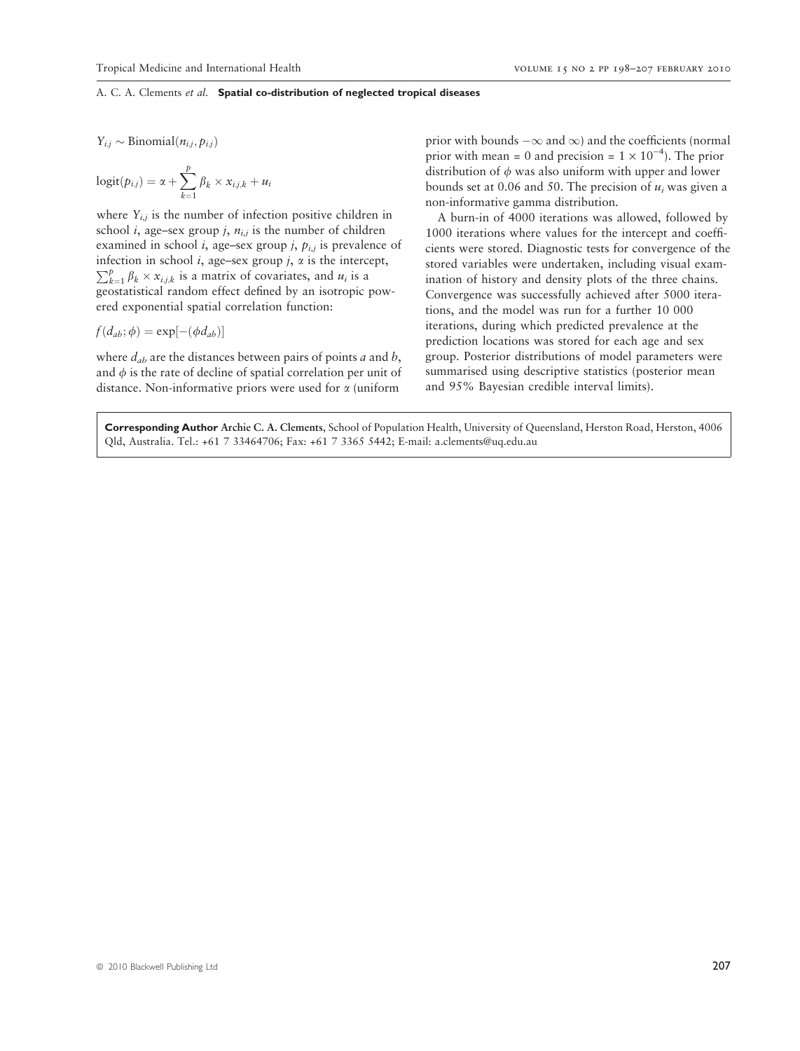$$Y_{i,j} \sim \text{Binomial}(n_{i,j}, p_{i,j})$$

$$\text{logit}(p_{i,j}) = \alpha + \sum_{k=1}^{p} \beta_k \times x_{i,j,k} + u_i$$

where $Y_{i,j}$ is the number of infection positive children in school $i$, age–sex group $j$, $n_{i,j}$ is the number of children examined in school $i$, age–sex group $j$, $p_{i,j}$ is prevalence of infection in school $i$, age–sex group $j$, $\alpha$ is the intercept, $\sum_{k=1}^{p} \beta_k \times x_{i,j,k}$ is a matrix of covariates, and $u_i$ is a geostatistical random effect defined by an isotropic powered exponential spatial correlation function:

$$f(d_{ab}; \phi) = \exp[-(\phi d_{ab})]$$

where $d_{ab}$ are the distances between pairs of points $a$ and $b$, and $\phi$ is the rate of decline of spatial correlation per unit of distance. Non-informative priors were used for $\alpha$ (uniform prior with bounds $-\infty$ and $\infty$) and the coefficients (normal prior with mean = 0 and precision = $1 \times 10^{-4}$). The prior distribution of $\phi$ was also uniform with upper and lower bounds set at 0.06 and 50. The precision of $u_i$ was given a non-informative gamma distribution.

A burn-in of 4000 iterations was allowed, followed by 1000 iterations where values for the intercept and coefficients were stored. Diagnostic tests for convergence of the stored variables were undertaken, including visual examination of history and density plots of the three chains. Convergence was successfully achieved after 5000 iterations, and the model was run for a further 10 000 iterations, during which predicted prevalence at the prediction locations was stored for each age and sex group. Posterior distributions of model parameters were summarised using descriptive statistics (posterior mean and 95% Bayesian credible interval limits).

**Corresponding Author** Archie C. A. Clements, School of Population Health, University of Queensland, Herston Road, Herston, 4006 Qld, Australia. Tel.: +61 7 33464706; Fax: +61 7 3365 5442; E-mail: a.clements@uq.edu.au